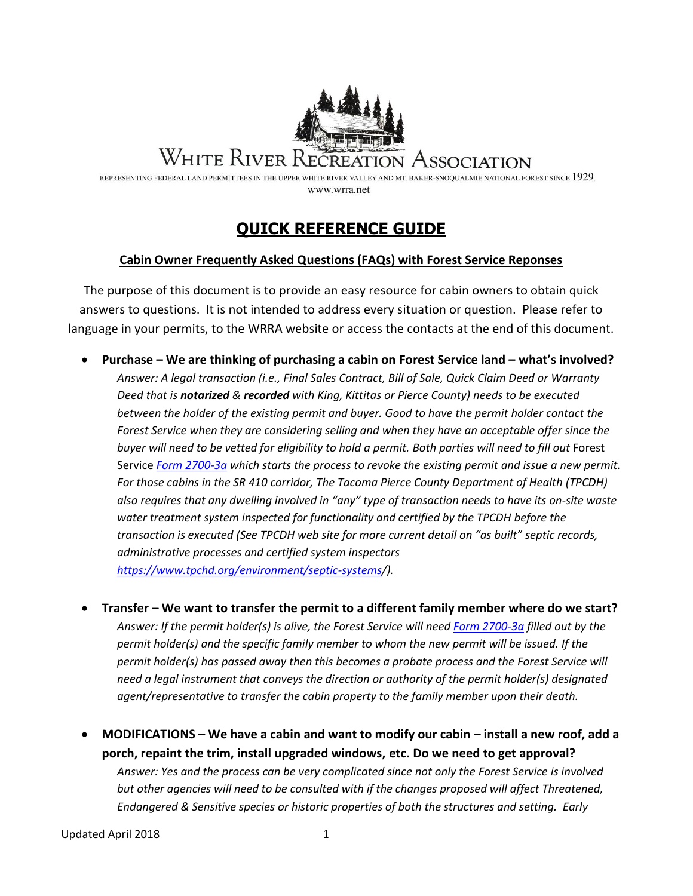# White River Recreation Association

REPRESENTING FEDERAL LAND PERMITTEES IN THE UPPER WHITE RIVER VALLEY AND MT. BAKER-SNOQUALMIE NATIONAL FOREST SINCE 1929.

www.wrra.net

## QUICK REFERENCE GUIDE

**Cabin Owner Frequently Asked Questions (FAQs) with Forest Service Reponses**

The purpose of this document is to provide an easy resource for cabin owners to obtain quick answers to questions. It is not intended to address every situation or question. Please refer to language in your permits, to the WRRA website or access the contacts at the end of this document.

- **Purchase – We are thinking of purchasing a cabin on Forest Service land – what's involved?**
  *Answer: A legal transaction (i.e., Final Sales Contract, Bill of Sale, Quick Claim Deed or Warranty Deed that is* ***notarized*** *&* ***recorded*** *with King, Kittitas or Pierce County) needs to be executed between the holder of the existing permit and buyer. Good to have the permit holder contact the Forest Service when they are considering selling and when they have an acceptable offer since the buyer will need to be vetted for eligibility to hold a permit. Both parties will need to fill out* Forest Service *Form 2700-3a which starts the process to revoke the existing permit and issue a new permit. For those cabins in the SR 410 corridor, The Tacoma Pierce County Department of Health (TPCDH) also requires that any dwelling involved in "any" type of transaction needs to have its on-site waste water treatment system inspected for functionality and certified by the TPCDH before the transaction is executed (See TPCDH web site for more current detail on "as built" septic records, administrative processes and certified system inspectors https://www.tpchd.org/environment/septic-systems/).*

- **Transfer – We want to transfer the permit to a different family member where do we start?**
  *Answer: If the permit holder(s) is alive, the Forest Service will need Form 2700-3a filled out by the permit holder(s) and the specific family member to whom the new permit will be issued. If the permit holder(s) has passed away then this becomes a probate process and the Forest Service will need a legal instrument that conveys the direction or authority of the permit holder(s) designated agent/representative to transfer the cabin property to the family member upon their death.*

- **MODIFICATIONS – We have a cabin and want to modify our cabin – install a new roof, add a porch, repaint the trim, install upgraded windows, etc. Do we need to get approval?**
  *Answer: Yes and the process can be very complicated since not only the Forest Service is involved but other agencies will need to be consulted with if the changes proposed will affect Threatened, Endangered & Sensitive species or historic properties of both the structures and setting. Early*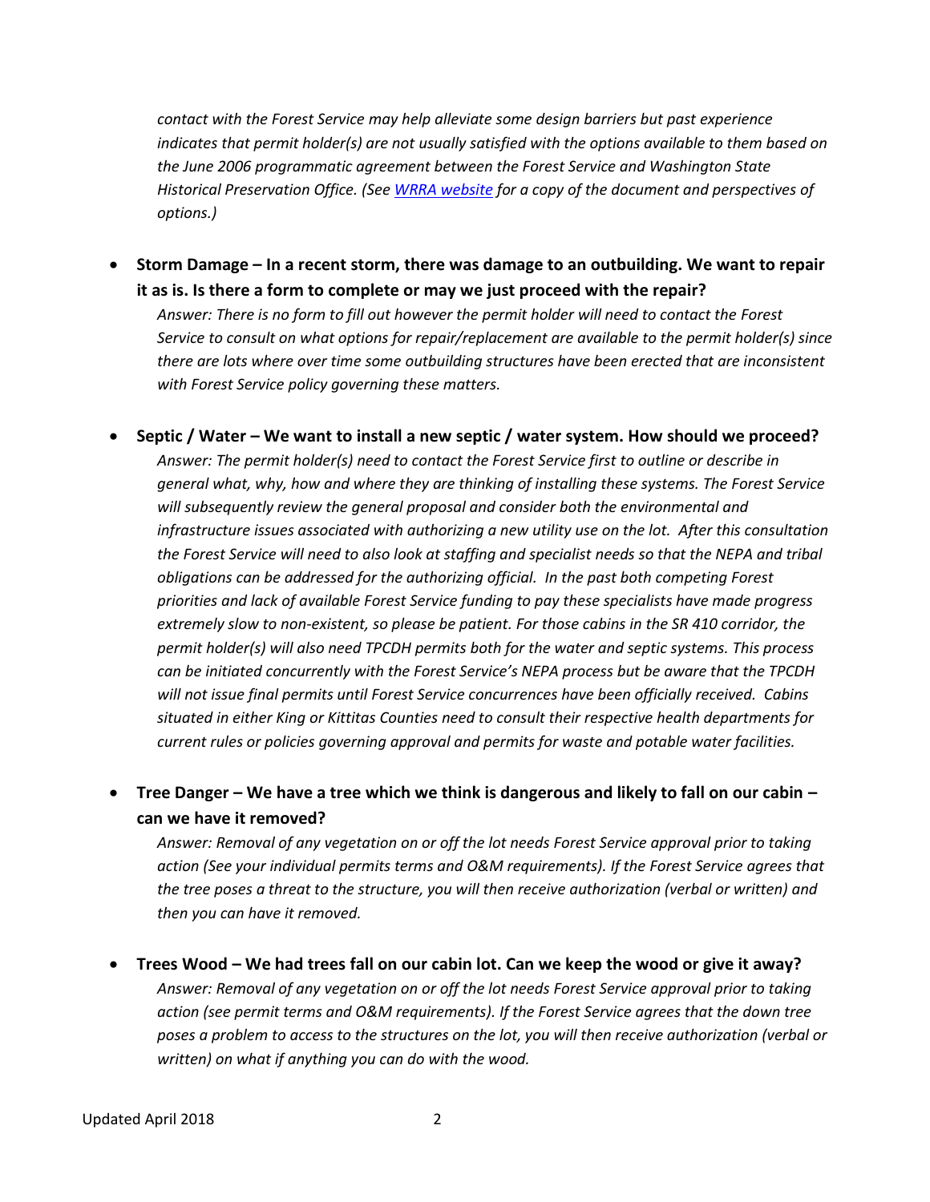*contact with the Forest Service may help alleviate some design barriers but past experience indicates that permit holder(s) are not usually satisfied with the options available to them based on the June 2006 programmatic agreement between the Forest Service and Washington State Historical Preservation Office. (See [WRRA website] for a copy of the document and perspectives of options.)*

- **Storm Damage – In a recent storm, there was damage to an outbuilding. We want to repair it as is. Is there a form to complete or may we just proceed with the repair?**
  *Answer: There is no form to fill out however the permit holder will need to contact the Forest Service to consult on what options for repair/replacement are available to the permit holder(s) since there are lots where over time some outbuilding structures have been erected that are inconsistent with Forest Service policy governing these matters.*

- **Septic / Water – We want to install a new septic / water system. How should we proceed?**
  *Answer: The permit holder(s) need to contact the Forest Service first to outline or describe in general what, why, how and where they are thinking of installing these systems. The Forest Service will subsequently review the general proposal and consider both the environmental and infrastructure issues associated with authorizing a new utility use on the lot. After this consultation the Forest Service will need to also look at staffing and specialist needs so that the NEPA and tribal obligations can be addressed for the authorizing official. In the past both competing Forest priorities and lack of available Forest Service funding to pay these specialists have made progress extremely slow to non-existent, so please be patient. For those cabins in the SR 410 corridor, the permit holder(s) will also need TPCDH permits both for the water and septic systems. This process can be initiated concurrently with the Forest Service's NEPA process but be aware that the TPCDH will not issue final permits until Forest Service concurrences have been officially received. Cabins situated in either King or Kittitas Counties need to consult their respective health departments for current rules or policies governing approval and permits for waste and potable water facilities.*

- **Tree Danger – We have a tree which we think is dangerous and likely to fall on our cabin – can we have it removed?**
  *Answer: Removal of any vegetation on or off the lot needs Forest Service approval prior to taking action (See your individual permits terms and O&M requirements). If the Forest Service agrees that the tree poses a threat to the structure, you will then receive authorization (verbal or written) and then you can have it removed.*

- **Trees Wood – We had trees fall on our cabin lot. Can we keep the wood or give it away?**
  *Answer: Removal of any vegetation on or off the lot needs Forest Service approval prior to taking action (see permit terms and O&M requirements). If the Forest Service agrees that the down tree poses a problem to access to the structures on the lot, you will then receive authorization (verbal or written) on what if anything you can do with the wood.*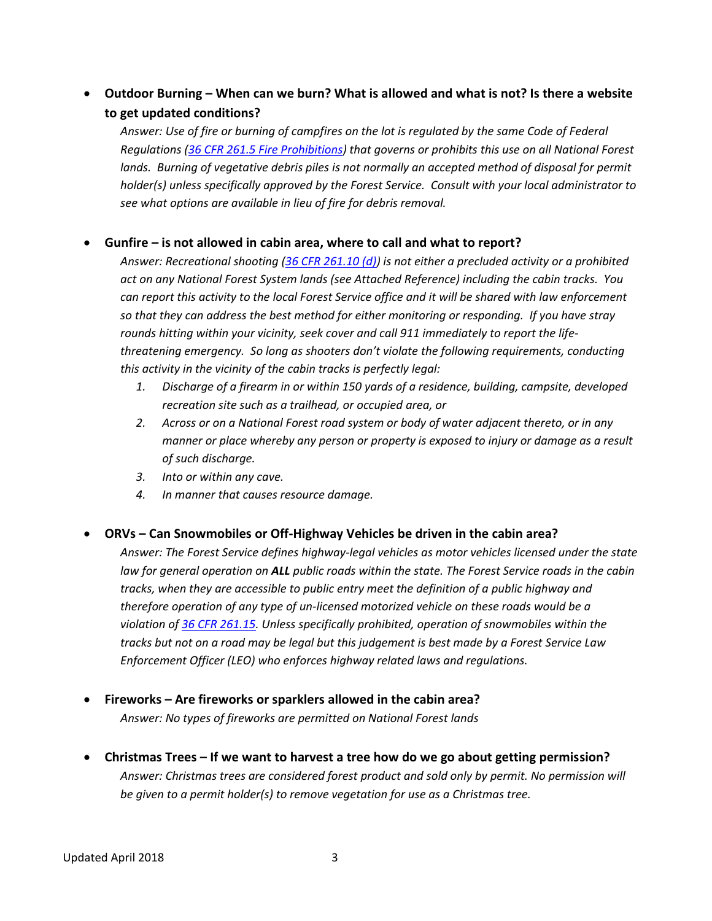- **Outdoor Burning – When can we burn? What is allowed and what is not? Is there a website to get updated conditions?**

  *Answer: Use of fire or burning of campfires on the lot is regulated by the same Code of Federal Regulations ([36 CFR 261.5 Fire Prohibitions]) that governs or prohibits this use on all National Forest lands. Burning of vegetative debris piles is not normally an accepted method of disposal for permit holder(s) unless specifically approved by the Forest Service. Consult with your local administrator to see what options are available in lieu of fire for debris removal.*

- **Gunfire – is not allowed in cabin area, where to call and what to report?**

  *Answer: Recreational shooting ([36 CFR 261.10 (d)]) is not either a precluded activity or a prohibited act on any National Forest System lands (see Attached Reference) including the cabin tracks. You can report this activity to the local Forest Service office and it will be shared with law enforcement so that they can address the best method for either monitoring or responding. If you have stray rounds hitting within your vicinity, seek cover and call 911 immediately to report the life-threatening emergency. So long as shooters don't violate the following requirements, conducting this activity in the vicinity of the cabin tracks is perfectly legal:*

  1. *Discharge of a firearm in or within 150 yards of a residence, building, campsite, developed recreation site such as a trailhead, or occupied area, or*
  2. *Across or on a National Forest road system or body of water adjacent thereto, or in any manner or place whereby any person or property is exposed to injury or damage as a result of such discharge.*
  3. *Into or within any cave.*
  4. *In manner that causes resource damage.*

- **ORVs – Can Snowmobiles or Off-Highway Vehicles be driven in the cabin area?**

  *Answer: The Forest Service defines highway-legal vehicles as motor vehicles licensed under the state law for general operation on **ALL** public roads within the state. The Forest Service roads in the cabin tracks, when they are accessible to public entry meet the definition of a public highway and therefore operation of any type of un-licensed motorized vehicle on these roads would be a violation of [36 CFR 261.15]. Unless specifically prohibited, operation of snowmobiles within the tracks but not on a road may be legal but this judgement is best made by a Forest Service Law Enforcement Officer (LEO) who enforces highway related laws and regulations.*

- **Fireworks – Are fireworks or sparklers allowed in the cabin area?**

  *Answer: No types of fireworks are permitted on National Forest lands*

- **Christmas Trees – If we want to harvest a tree how do we go about getting permission?**

  *Answer: Christmas trees are considered forest product and sold only by permit. No permission will be given to a permit holder(s) to remove vegetation for use as a Christmas tree.*

Updated April 2018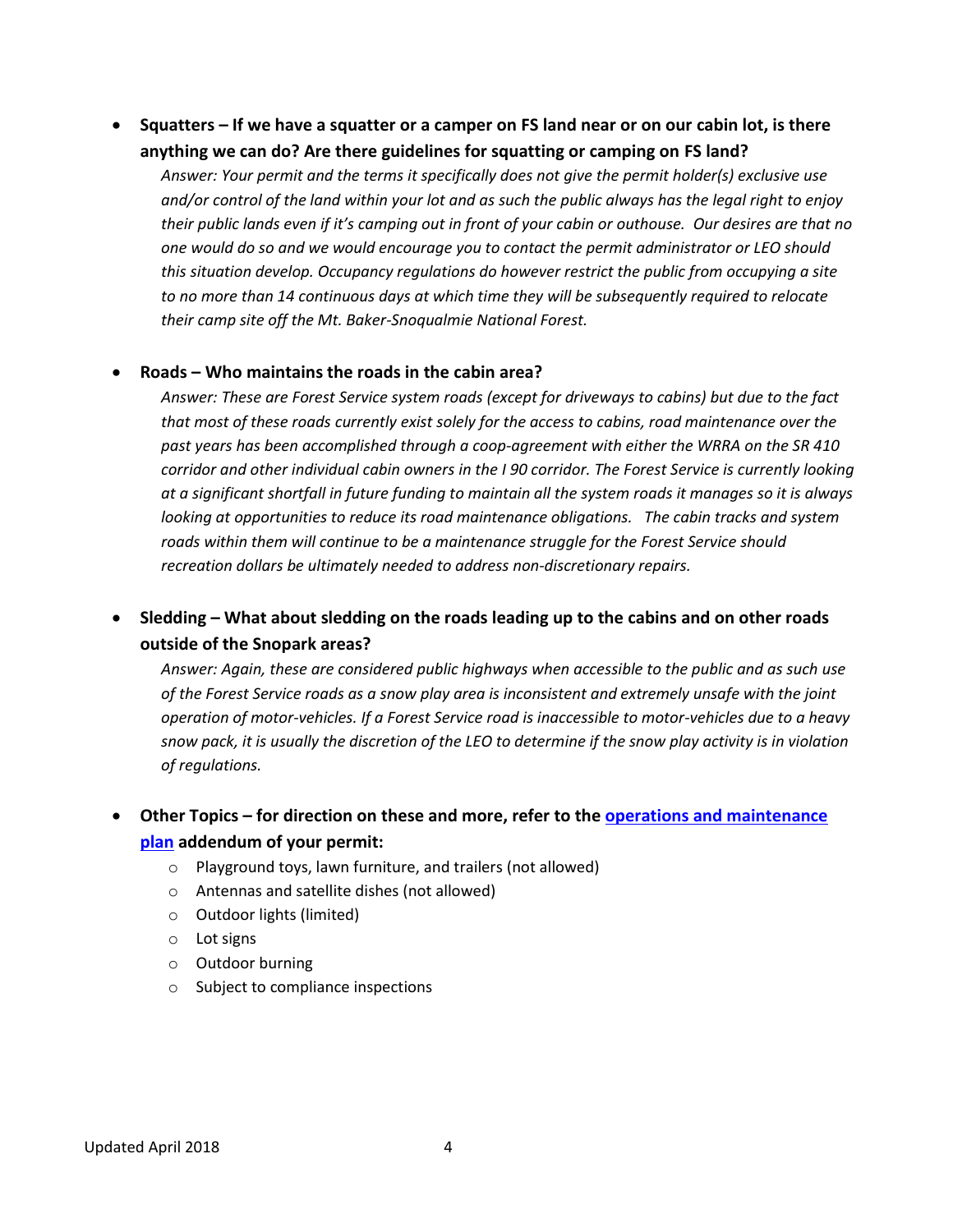- **Squatters – If we have a squatter or a camper on FS land near or on our cabin lot, is there anything we can do? Are there guidelines for squatting or camping on FS land?**

  *Answer: Your permit and the terms it specifically does not give the permit holder(s) exclusive use and/or control of the land within your lot and as such the public always has the legal right to enjoy their public lands even if it's camping out in front of your cabin or outhouse. Our desires are that no one would do so and we would encourage you to contact the permit administrator or LEO should this situation develop. Occupancy regulations do however restrict the public from occupying a site to no more than 14 continuous days at which time they will be subsequently required to relocate their camp site off the Mt. Baker-Snoqualmie National Forest.*

- **Roads – Who maintains the roads in the cabin area?**

  *Answer: These are Forest Service system roads (except for driveways to cabins) but due to the fact that most of these roads currently exist solely for the access to cabins, road maintenance over the past years has been accomplished through a coop-agreement with either the WRRA on the SR 410 corridor and other individual cabin owners in the I 90 corridor. The Forest Service is currently looking at a significant shortfall in future funding to maintain all the system roads it manages so it is always looking at opportunities to reduce its road maintenance obligations. The cabin tracks and system roads within them will continue to be a maintenance struggle for the Forest Service should recreation dollars be ultimately needed to address non-discretionary repairs.*

- **Sledding – What about sledding on the roads leading up to the cabins and on other roads outside of the Snopark areas?**

  *Answer: Again, these are considered public highways when accessible to the public and as such use of the Forest Service roads as a snow play area is inconsistent and extremely unsafe with the joint operation of motor-vehicles. If a Forest Service road is inaccessible to motor-vehicles due to a heavy snow pack, it is usually the discretion of the LEO to determine if the snow play activity is in violation of regulations.*

- **Other Topics – for direction on these and more, refer to the operations and maintenance plan addendum of your permit:**
  - Playground toys, lawn furniture, and trailers (not allowed)
  - Antennas and satellite dishes (not allowed)
  - Outdoor lights (limited)
  - Lot signs
  - Outdoor burning
  - Subject to compliance inspections

Updated April 2018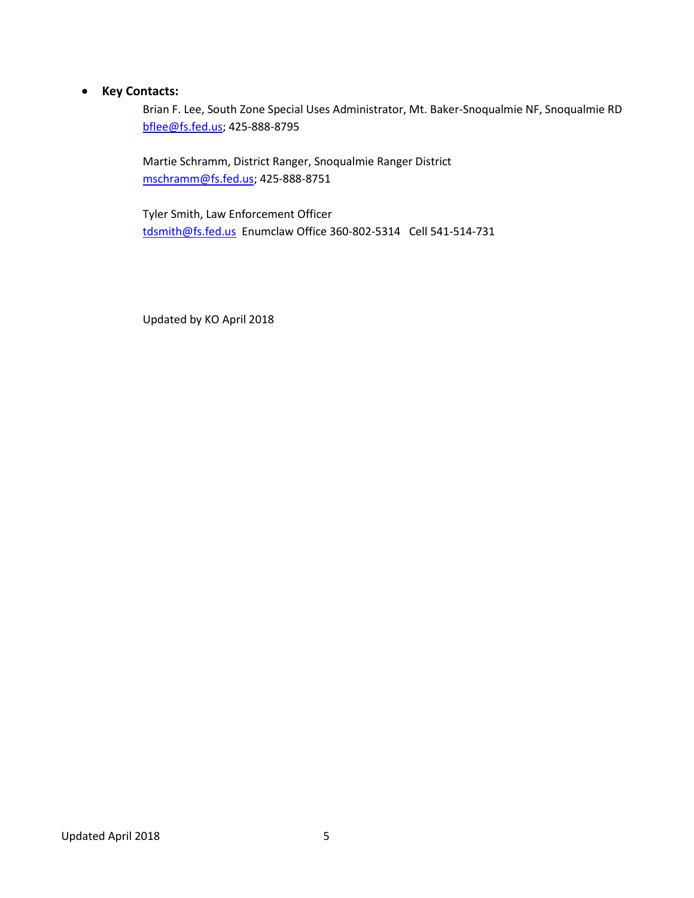- **Key Contacts:**

  Brian F. Lee, South Zone Special Uses Administrator, Mt. Baker-Snoqualmie NF, Snoqualmie RD
  bflee@fs.fed.us; 425-888-8795

  Martie Schramm, District Ranger, Snoqualmie Ranger District
  mschramm@fs.fed.us; 425-888-8751

  Tyler Smith, Law Enforcement Officer
  tdsmith@fs.fed.us Enumclaw Office 360-802-5314 Cell 541-514-731

  Updated by KO April 2018